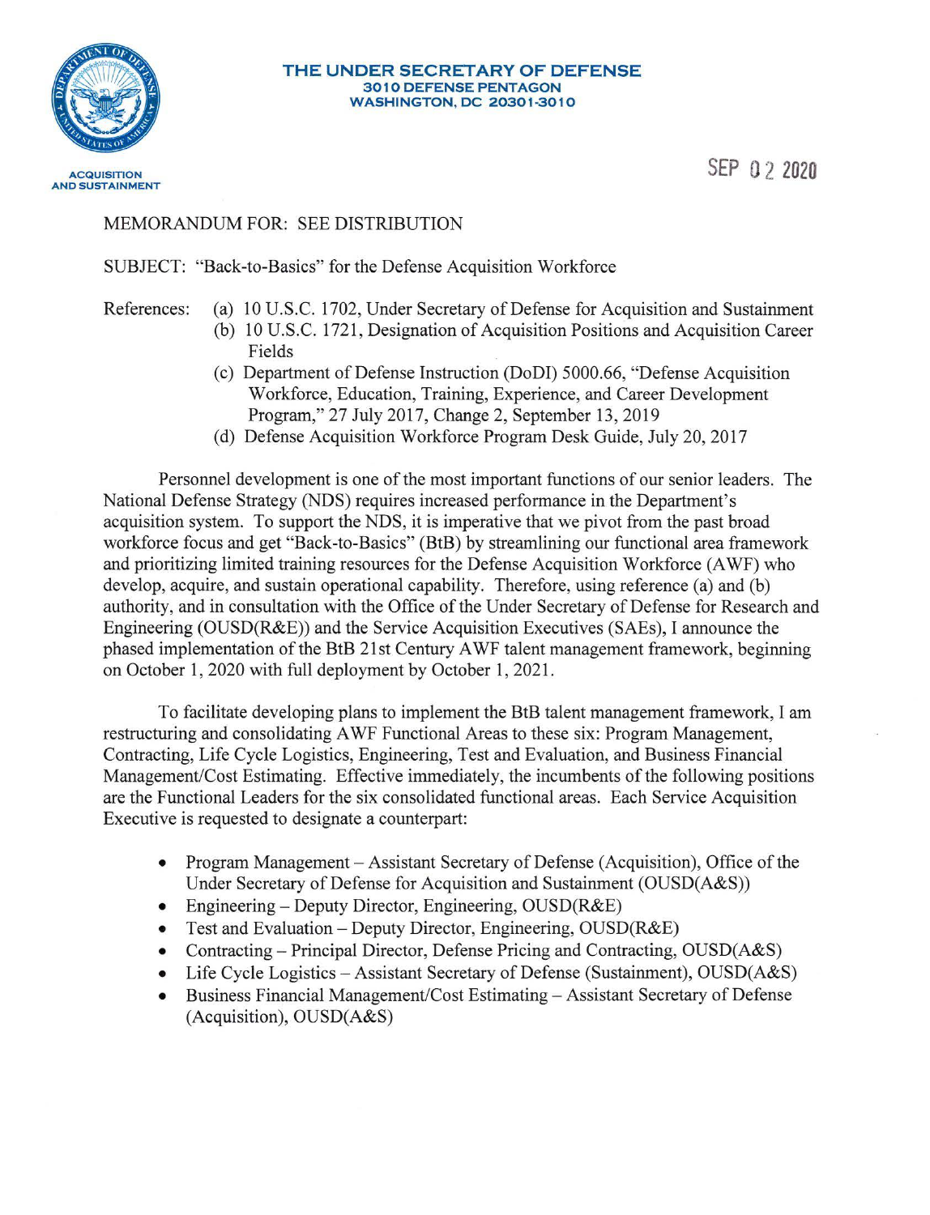**THE UNDER SECRETARY OF DEFENSE**
**3010 DEFENSE PENTAGON**
**WASHINGTON, DC 20301-3010**

**ACQUISITION AND SUSTAINMENT**

SEP 02 2020

MEMORANDUM FOR: SEE DISTRIBUTION

SUBJECT: "Back-to-Basics" for the Defense Acquisition Workforce

References:
- (a) 10 U.S.C. 1702, Under Secretary of Defense for Acquisition and Sustainment
- (b) 10 U.S.C. 1721, Designation of Acquisition Positions and Acquisition Career Fields
- (c) Department of Defense Instruction (DoDI) 5000.66, "Defense Acquisition Workforce, Education, Training, Experience, and Career Development Program," 27 July 2017, Change 2, September 13, 2019
- (d) Defense Acquisition Workforce Program Desk Guide, July 20, 2017

Personnel development is one of the most important functions of our senior leaders. The National Defense Strategy (NDS) requires increased performance in the Department's acquisition system. To support the NDS, it is imperative that we pivot from the past broad workforce focus and get "Back-to-Basics" (BtB) by streamlining our functional area framework and prioritizing limited training resources for the Defense Acquisition Workforce (AWF) who develop, acquire, and sustain operational capability. Therefore, using reference (a) and (b) authority, and in consultation with the Office of the Under Secretary of Defense for Research and Engineering (OUSD(R&E)) and the Service Acquisition Executives (SAEs), I announce the phased implementation of the BtB 21st Century AWF talent management framework, beginning on October 1, 2020 with full deployment by October 1, 2021.

To facilitate developing plans to implement the BtB talent management framework, I am restructuring and consolidating AWF Functional Areas to these six: Program Management, Contracting, Life Cycle Logistics, Engineering, Test and Evaluation, and Business Financial Management/Cost Estimating. Effective immediately, the incumbents of the following positions are the Functional Leaders for the six consolidated functional areas. Each Service Acquisition Executive is requested to designate a counterpart:

- Program Management – Assistant Secretary of Defense (Acquisition), Office of the Under Secretary of Defense for Acquisition and Sustainment (OUSD(A&S))
- Engineering – Deputy Director, Engineering, OUSD(R&E)
- Test and Evaluation – Deputy Director, Engineering, OUSD(R&E)
- Contracting – Principal Director, Defense Pricing and Contracting, OUSD(A&S)
- Life Cycle Logistics – Assistant Secretary of Defense (Sustainment), OUSD(A&S)
- Business Financial Management/Cost Estimating – Assistant Secretary of Defense (Acquisition), OUSD(A&S)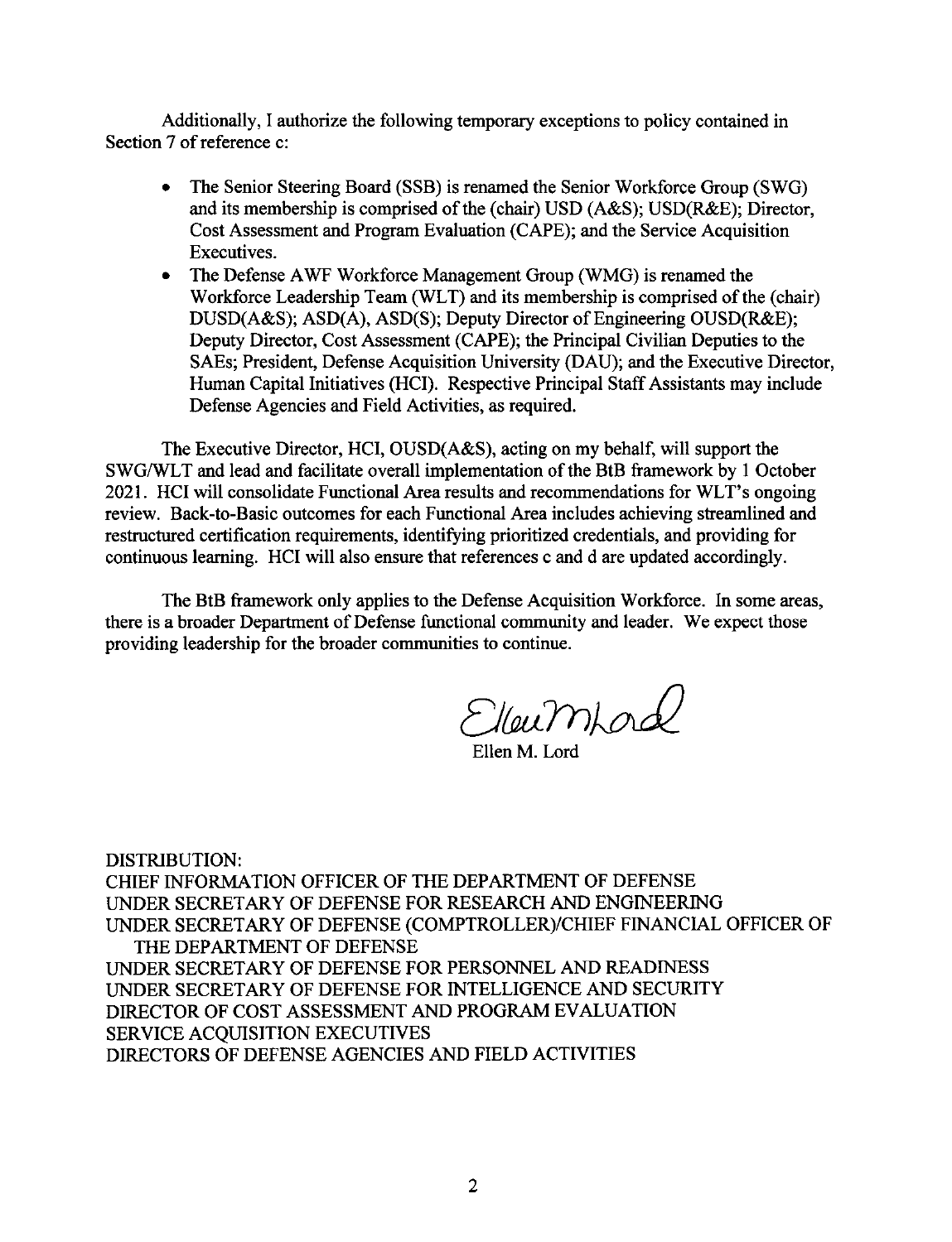Additionally, I authorize the following temporary exceptions to policy contained in Section 7 of reference c:

- The Senior Steering Board (SSB) is renamed the Senior Workforce Group (SWG) and its membership is comprised of the (chair) USD (A&S); USD(R&E); Director, Cost Assessment and Program Evaluation (CAPE); and the Service Acquisition Executives.
- The Defense AWF Workforce Management Group (WMG) is renamed the Workforce Leadership Team (WLT) and its membership is comprised of the (chair) DUSD(A&S); ASD(A), ASD(S); Deputy Director of Engineering OUSD(R&E); Deputy Director, Cost Assessment (CAPE); the Principal Civilian Deputies to the SAEs; President, Defense Acquisition University (DAU); and the Executive Director, Human Capital Initiatives (HCI). Respective Principal Staff Assistants may include Defense Agencies and Field Activities, as required.

The Executive Director, HCI, OUSD(A&S), acting on my behalf, will support the SWG/WLT and lead and facilitate overall implementation of the BtB framework by 1 October 2021. HCI will consolidate Functional Area results and recommendations for WLT's ongoing review. Back-to-Basic outcomes for each Functional Area includes achieving streamlined and restructured certification requirements, identifying prioritized credentials, and providing for continuous learning. HCI will also ensure that references c and d are updated accordingly.

The BtB framework only applies to the Defense Acquisition Workforce. In some areas, there is a broader Department of Defense functional community and leader. We expect those providing leadership for the broader communities to continue.

Ellen M. Lord

DISTRIBUTION:
CHIEF INFORMATION OFFICER OF THE DEPARTMENT OF DEFENSE
UNDER SECRETARY OF DEFENSE FOR RESEARCH AND ENGINEERING
UNDER SECRETARY OF DEFENSE (COMPTROLLER)/CHIEF FINANCIAL OFFICER OF THE DEPARTMENT OF DEFENSE
UNDER SECRETARY OF DEFENSE FOR PERSONNEL AND READINESS
UNDER SECRETARY OF DEFENSE FOR INTELLIGENCE AND SECURITY
DIRECTOR OF COST ASSESSMENT AND PROGRAM EVALUATION
SERVICE ACQUISITION EXECUTIVES
DIRECTORS OF DEFENSE AGENCIES AND FIELD ACTIVITIES